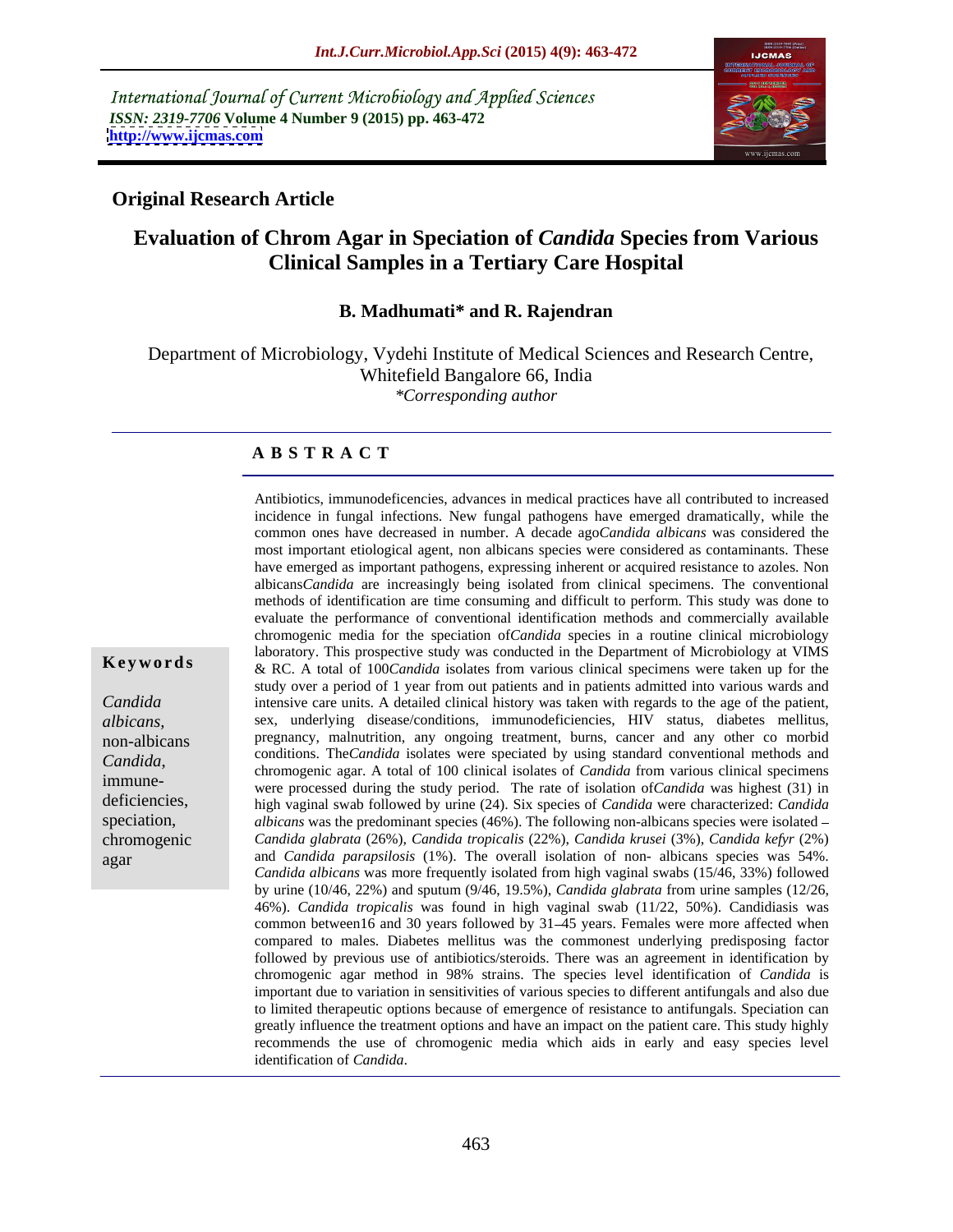*International Journal of Current Microbiology and Applied Sciences*
*ISSN: 2319-7706* **Volume 4 Number 9 (2015) pp. 463-472**
**http://www.ijcmas.com**

## Original Research Article

# Evaluation of Chrom Agar in Speciation of *Candida* Species from Various Clinical Samples in a Tertiary Care Hospital

**B. Madhumati\* and R. Rajendran**

Department of Microbiology, Vydehi Institute of Medical Sciences and Research Centre, Whitefield Bangalore 66, India
*\*Corresponding author*

### A B S T R A C T

**Keywords**

*Candida albicans*, non-albicans *Candida*, immune-deficiencies, speciation, chromogenic agar

Antibiotics, immunodeficiencies, advances in medical practices have all contributed to increased incidence in fungal infections. New fungal pathogens have emerged dramatically, while the common ones have decreased in number. A decade ago*Candida albicans* was considered the most important etiological agent, non albicans species were considered as contaminants. These have emerged as important pathogens, expressing inherent or acquired resistance to azoles. Non albicans*Candida* are increasingly being isolated from clinical specimens. The conventional methods of identification are time consuming and difficult to perform. This study was done to evaluate the performance of conventional identification methods and commercially available chromogenic media for the speciation of*Candida* species in a routine clinical microbiology laboratory. This prospective study was conducted in the Department of Microbiology at VIMS & RC. A total of 100*Candida* isolates from various clinical specimens were taken up for the study over a period of 1 year from out patients and in patients admitted into various wards and intensive care units. A detailed clinical history was taken with regards to the age of the patient, sex, underlying disease/conditions, immunodeficiencies, HIV status, diabetes mellitus, pregnancy, malnutrition, any ongoing treatment, burns, cancer and any other co morbid conditions. The*Candida* isolates were speciated by using standard conventional methods and chromogenic agar. A total of 100 clinical isolates of *Candida* from various clinical specimens were processed during the study period. The rate of isolation of*Candida* was highest (31) in high vaginal swab followed by urine (24). Six species of *Candida* were characterized: *Candida albicans* was the predominant species (46%). The following non-albicans species were isolated – *Candida glabrata* (26%), *Candida tropicalis* (22%), *Candida krusei* (3%), *Candida kefyr* (2%) and *Candida parapsilosis* (1%). The overall isolation of non- albicans species was 54%. *Candida albicans* was more frequently isolated from high vaginal swabs (15/46, 33%) followed by urine (10/46, 22%) and sputum (9/46, 19.5%), *Candida glabrata* from urine samples (12/26, 46%). *Candida tropicalis* was found in high vaginal swab (11/22, 50%). Candidiasis was common between16 and 30 years followed by 31–45 years. Females were more affected when compared to males. Diabetes mellitus was the commonest underlying predisposing factor followed by previous use of antibiotics/steroids. There was an agreement in identification by chromogenic agar method in 98% strains. The species level identification of *Candida* is important due to variation in sensitivities of various species to different antifungals and also due to limited therapeutic options because of emergence of resistance to antifungals. Speciation can greatly influence the treatment options and have an impact on the patient care. This study highly recommends the use of chromogenic media which aids in early and easy species level identification of *Candida*.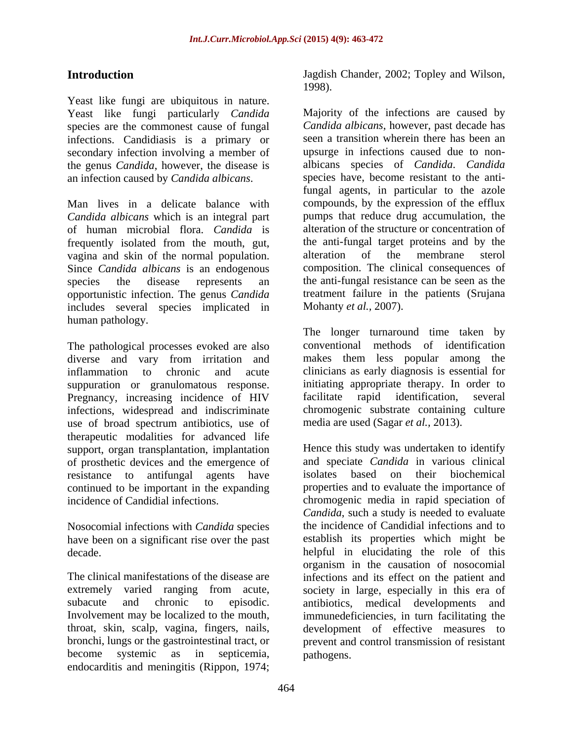## Introduction

Yeast like fungi are ubiquitous in nature. Yeast like fungi particularly *Candida* species are the commonest cause of fungal infections. Candidiasis is a primary or secondary infection involving a member of the genus *Candida*, however, the disease is an infection caused by *Candida albicans*.

Man lives in a delicate balance with *Candida albicans* which is an integral part of human microbial flora. *Candida* is frequently isolated from the mouth, gut, vagina and skin of the normal population. Since *Candida albicans* is an endogenous species the disease represents an opportunistic infection. The genus *Candida* includes several species implicated in human pathology.

The pathological processes evoked are also diverse and vary from irritation and inflammation to chronic and acute suppuration or granulomatous response. Pregnancy, increasing incidence of HIV infections, widespread and indiscriminate use of broad spectrum antibiotics, use of therapeutic modalities for advanced life support, organ transplantation, implantation of prosthetic devices and the emergence of resistance to antifungal agents have continued to be important in the expanding incidence of Candidial infections.

Nosocomial infections with *Candida* species have been on a significant rise over the past decade.

The clinical manifestations of the disease are extremely varied ranging from acute, subacute and chronic to episodic. Involvement may be localized to the mouth, throat, skin, scalp, vagina, fingers, nails, bronchi, lungs or the gastrointestinal tract, or become systemic as in septicemia, endocarditis and meningitis (Rippon, 1974; Jagdish Chander, 2002; Topley and Wilson, 1998).

Majority of the infections are caused by *Candida albicans*, however, past decade has seen a transition wherein there has been an upsurge in infections caused due to non-albicans species of *Candida*. *Candida* species have, become resistant to the anti-fungal agents, in particular to the azole compounds, by the expression of the efflux pumps that reduce drug accumulation, the alteration of the structure or concentration of the anti-fungal target proteins and by the alteration of the membrane sterol composition. The clinical consequences of the anti-fungal resistance can be seen as the treatment failure in the patients (Srujana Mohanty *et al.,* 2007).

The longer turnaround time taken by conventional methods of identification makes them less popular among the clinicians as early diagnosis is essential for initiating appropriate therapy. In order to facilitate rapid identification, several chromogenic substrate containing culture media are used (Sagar *et al.,* 2013).

Hence this study was undertaken to identify and speciate *Candida* in various clinical isolates based on their biochemical properties and to evaluate the importance of chromogenic media in rapid speciation of *Candida*, such a study is needed to evaluate the incidence of Candidial infections and to establish its properties which might be helpful in elucidating the role of this organism in the causation of nosocomial infections and its effect on the patient and society in large, especially in this era of antibiotics, medical developments and immunedeficiencies, in turn facilitating the development of effective measures to prevent and control transmission of resistant pathogens.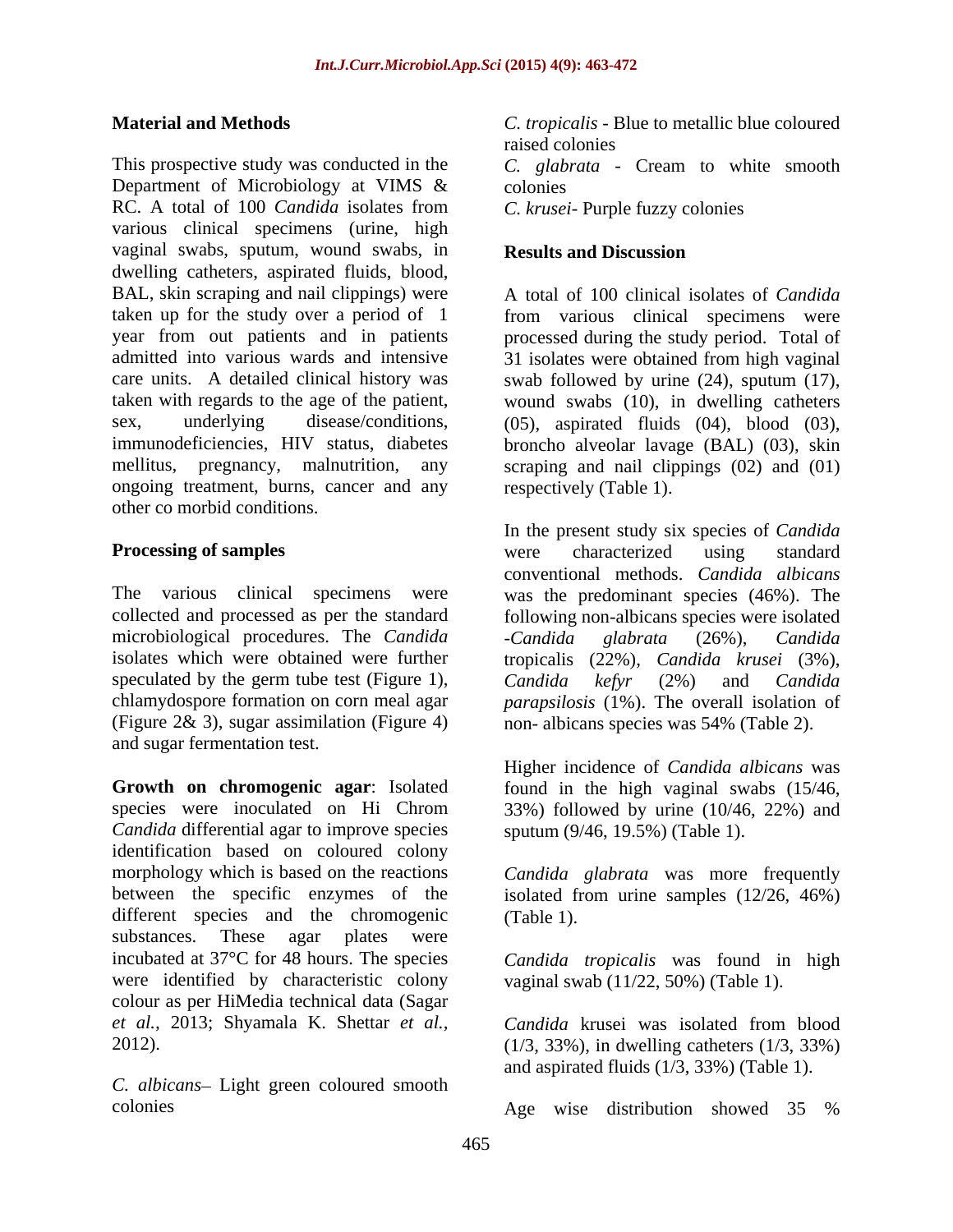## Material and Methods

This prospective study was conducted in the Department of Microbiology at VIMS & RC. A total of 100 *Candida* isolates from various clinical specimens (urine, high vaginal swabs, sputum, wound swabs, in dwelling catheters, aspirated fluids, blood, BAL, skin scraping and nail clippings) were taken up for the study over a period of 1 year from out patients and in patients admitted into various wards and intensive care units. A detailed clinical history was taken with regards to the age of the patient, sex, underlying disease/conditions, immunodeficiencies, HIV status, diabetes mellitus, pregnancy, malnutrition, any ongoing treatment, burns, cancer and any other co morbid conditions.

### Processing of samples

The various clinical specimens were collected and processed as per the standard microbiological procedures. The *Candida* isolates which were obtained were further speculated by the germ tube test (Figure 1), chlamydospore formation on corn meal agar (Figure 2& 3), sugar assimilation (Figure 4) and sugar fermentation test.

**Growth on chromogenic agar**: Isolated species were inoculated on Hi Chrom *Candida* differential agar to improve species identification based on coloured colony morphology which is based on the reactions between the specific enzymes of the different species and the chromogenic substances. These agar plates were incubated at 37°C for 48 hours. The species were identified by characteristic colony colour as per HiMedia technical data (Sagar *et al.*, 2013; Shyamala K. Shettar *et al.*, 2012).

*C. albicans*– Light green coloured smooth colonies

*C. tropicalis* - Blue to metallic blue coloured raised colonies

*C. glabrata* - Cream to white smooth colonies

*C. krusei*- Purple fuzzy colonies

## Results and Discussion

A total of 100 clinical isolates of *Candida* from various clinical specimens were processed during the study period. Total of 31 isolates were obtained from high vaginal swab followed by urine (24), sputum (17), wound swabs (10), in dwelling catheters (05), aspirated fluids (04), blood (03), broncho alveolar lavage (BAL) (03), skin scraping and nail clippings (02) and (01) respectively (Table 1).

In the present study six species of *Candida* were characterized using standard conventional methods. *Candida albicans* was the predominant species (46%). The following non-albicans species were isolated -*Candida glabrata* (26%), *Candida* tropicalis (22%), *Candida krusei* (3%), *Candida kefyr* (2%) and *Candida parapsilosis* (1%). The overall isolation of non- albicans species was 54% (Table 2).

Higher incidence of *Candida albicans* was found in the high vaginal swabs (15/46, 33%) followed by urine (10/46, 22%) and sputum (9/46, 19.5%) (Table 1).

*Candida glabrata* was more frequently isolated from urine samples (12/26, 46%) (Table 1).

*Candida tropicalis* was found in high vaginal swab (11/22, 50%) (Table 1).

*Candida* krusei was isolated from blood (1/3, 33%), in dwelling catheters (1/3, 33%) and aspirated fluids (1/3, 33%) (Table 1).

Age wise distribution showed 35 %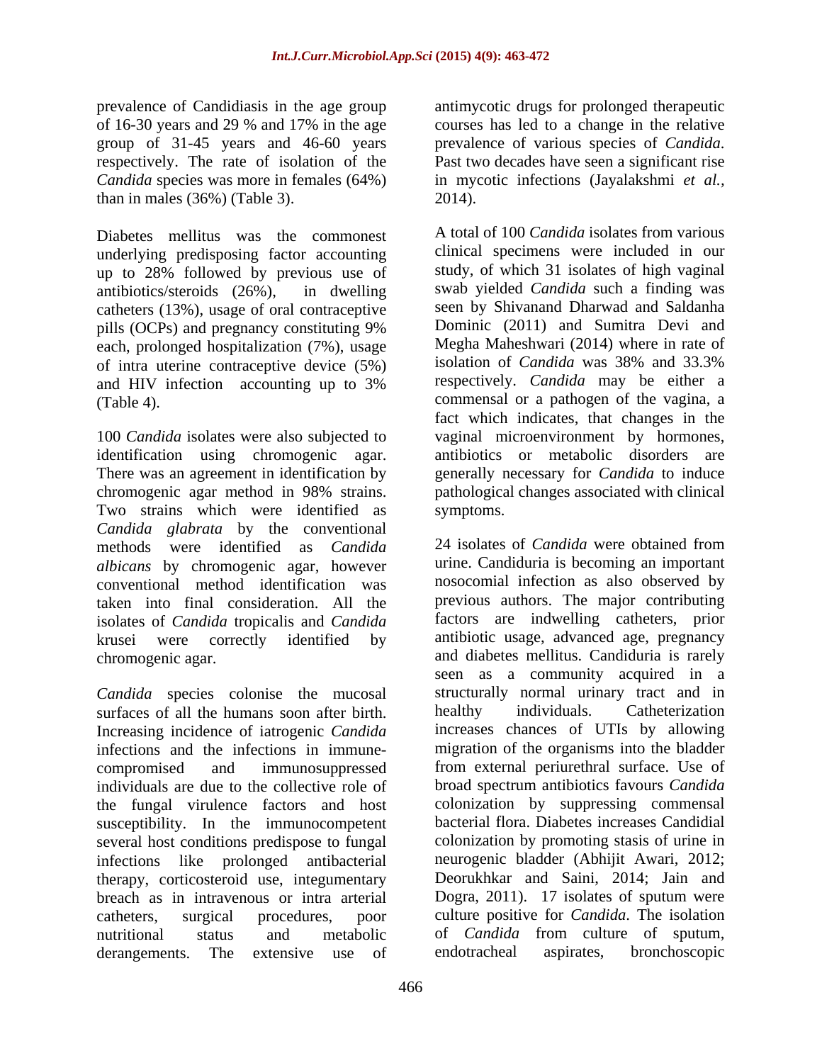prevalence of Candidiasis in the age group of 16-30 years and 29 % and 17% in the age group of 31-45 years and 46-60 years respectively. The rate of isolation of the *Candida* species was more in females (64%) than in males (36%) (Table 3).

Diabetes mellitus was the commonest underlying predisposing factor accounting up to 28% followed by previous use of antibiotics/steroids (26%), in dwelling catheters (13%), usage of oral contraceptive pills (OCPs) and pregnancy constituting 9% each, prolonged hospitalization (7%), usage of intra uterine contraceptive device (5%) and HIV infection accounting up to 3% (Table 4).

100 *Candida* isolates were also subjected to identification using chromogenic agar. There was an agreement in identification by chromogenic agar method in 98% strains. Two strains which were identified as *Candida glabrata* by the conventional methods were identified as *Candida albicans* by chromogenic agar, however conventional method identification was taken into final consideration. All the isolates of *Candida* tropicalis and *Candida* krusei were correctly identified by chromogenic agar.

*Candida* species colonise the mucosal surfaces of all the humans soon after birth. Increasing incidence of iatrogenic *Candida* infections and the infections in immune-compromised and immunosuppressed individuals are due to the collective role of the fungal virulence factors and host susceptibility. In the immunocompetent several host conditions predispose to fungal infections like prolonged antibacterial therapy, corticosteroid use, integumentary breach as in intravenous or intra arterial catheters, surgical procedures, poor nutritional status and metabolic derangements. The extensive use of antimycotic drugs for prolonged therapeutic courses has led to a change in the relative prevalence of various species of *Candida*. Past two decades have seen a significant rise in mycotic infections (Jayalakshmi *et al.,* 2014).

A total of 100 *Candida* isolates from various clinical specimens were included in our study, of which 31 isolates of high vaginal swab yielded *Candida* such a finding was seen by Shivanand Dharwad and Saldanha Dominic (2011) and Sumitra Devi and Megha Maheshwari (2014) where in rate of isolation of *Candida* was 38% and 33.3% respectively. *Candida* may be either a commensal or a pathogen of the vagina, a fact which indicates, that changes in the vaginal microenvironment by hormones, antibiotics or metabolic disorders are generally necessary for *Candida* to induce pathological changes associated with clinical symptoms.

24 isolates of *Candida* were obtained from urine. Candiduria is becoming an important nosocomial infection as also observed by previous authors. The major contributing factors are indwelling catheters, prior antibiotic usage, advanced age, pregnancy and diabetes mellitus. Candiduria is rarely seen as a community acquired in a structurally normal urinary tract and in healthy individuals. Catheterization increases chances of UTIs by allowing migration of the organisms into the bladder from external periurethral surface. Use of broad spectrum antibiotics favours *Candida* colonization by suppressing commensal bacterial flora. Diabetes increases Candidial colonization by promoting stasis of urine in neurogenic bladder (Abhijit Awari, 2012; Deorukhkar and Saini, 2014; Jain and Dogra, 2011). 17 isolates of sputum were culture positive for *Candida*. The isolation of *Candida* from culture of sputum, endotracheal aspirates, bronchoscopic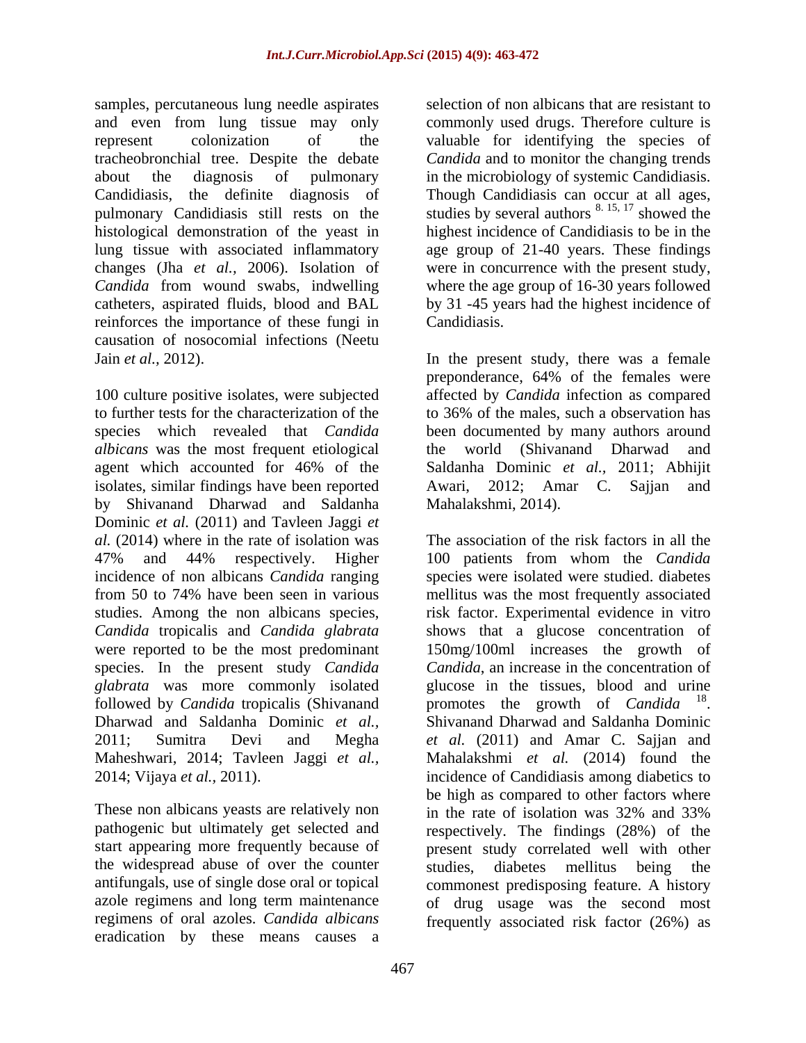samples, percutaneous lung needle aspirates and even from lung tissue may only represent colonization of the tracheobronchial tree. Despite the debate about the diagnosis of pulmonary Candidiasis, the definite diagnosis of pulmonary Candidiasis still rests on the histological demonstration of the yeast in lung tissue with associated inflammatory changes (Jha *et al.,* 2006). Isolation of *Candida* from wound swabs, indwelling catheters, aspirated fluids, blood and BAL reinforces the importance of these fungi in causation of nosocomial infections (Neetu Jain *et al.,* 2012).

100 culture positive isolates, were subjected to further tests for the characterization of the species which revealed that *Candida albicans* was the most frequent etiological agent which accounted for 46% of the isolates, similar findings have been reported by Shivanand Dharwad and Saldanha Dominic *et al.* (2011) and Tavleen Jaggi *et al.* (2014) where in the rate of isolation was 47% and 44% respectively. Higher incidence of non albicans *Candida* ranging from 50 to 74% have been seen in various studies. Among the non albicans species, *Candida* tropicalis and *Candida glabrata* were reported to be the most predominant species. In the present study *Candida glabrata* was more commonly isolated followed by *Candida* tropicalis (Shivanand Dharwad and Saldanha Dominic *et al.,* 2011; Sumitra Devi and Megha Maheshwari, 2014; Tavleen Jaggi *et al.,* 2014; Vijaya *et al.,* 2011).

These non albicans yeasts are relatively non pathogenic but ultimately get selected and start appearing more frequently because of the widespread abuse of over the counter antifungals, use of single dose oral or topical azole regimens and long term maintenance regimens of oral azoles. *Candida albicans* eradication by these means causes a selection of non albicans that are resistant to commonly used drugs. Therefore culture is valuable for identifying the species of *Candida* and to monitor the changing trends in the microbiology of systemic Candidiasis. Though Candidiasis can occur at all ages, studies by several authors [8. 15, 17] showed the highest incidence of Candidiasis to be in the age group of 21-40 years. These findings were in concurrence with the present study, where the age group of 16-30 years followed by 31 -45 years had the highest incidence of Candidiasis.

In the present study, there was a female preponderance, 64% of the females were affected by *Candida* infection as compared to 36% of the males, such a observation has been documented by many authors around the world (Shivanand Dharwad and Saldanha Dominic *et al.,* 2011; Abhijit Awari, 2012; Amar C. Sajjan and Mahalakshmi, 2014).

The association of the risk factors in all the 100 patients from whom the *Candida* species were isolated were studied. diabetes mellitus was the most frequently associated risk factor. Experimental evidence in vitro shows that a glucose concentration of 150mg/100ml increases the growth of *Candida*, an increase in the concentration of glucose in the tissues, blood and urine promotes the growth of *Candida* [18]. Shivanand Dharwad and Saldanha Dominic *et al.* (2011) and Amar C. Sajjan and Mahalakshmi *et al.* (2014) found the incidence of Candidiasis among diabetics to be high as compared to other factors where in the rate of isolation was 32% and 33% respectively. The findings (28%) of the present study correlated well with other studies, diabetes mellitus being the commonest predisposing feature. A history of drug usage was the second most frequently associated risk factor (26%) as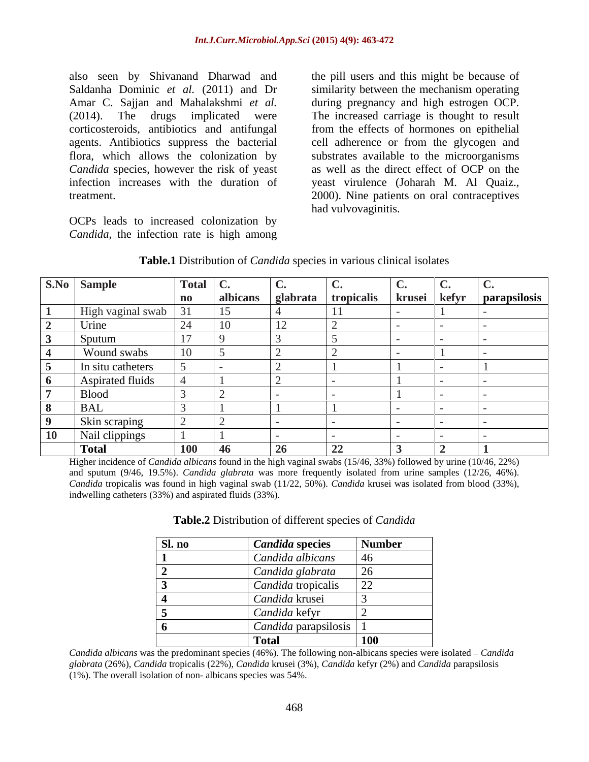also seen by Shivanand Dharwad and Saldanha Dominic *et al.* (2011) and Dr Amar C. Sajjan and Mahalakshmi *et al.* (2014). The drugs implicated were corticosteroids, antibiotics and antifungal agents. Antibiotics suppress the bacterial flora, which allows the colonization by *Candida* species, however the risk of yeast infection increases with the duration of treatment.

OCPs leads to increased colonization by *Candida*, the infection rate is high among the pill users and this might be because of similarity between the mechanism operating during pregnancy and high estrogen OCP. The increased carriage is thought to result from the effects of hormones on epithelial cell adherence or from the glycogen and substrates available to the microorganisms as well as the direct effect of OCP on the yeast virulence (Joharah M. Al Quaiz., 2000). Nine patients on oral contraceptives had vulvovaginitis.

**Table.1** Distribution of *Candida* species in various clinical isolates

| S.No | Sample | Total no | C. albicans | C. glabrata | C. tropicalis | C. krusei | C. kefyr | C. parapsilosis |
|---|---|---|---|---|---|---|---|---|
| 1 | High vaginal swab | 31 | 15 | 4 | 11 | - | 1 | - |
| 2 | Urine | 24 | 10 | 12 | 2 | - | - | - |
| 3 | Sputum | 17 | 9 | 3 | 5 | - | - | - |
| 4 | Wound swabs | 10 | 5 | 2 | 2 | - | 1 | - |
| 5 | In situ catheters | 5 | - | 2 | 1 | 1 | - | 1 |
| 6 | Aspirated fluids | 4 | 1 | 2 | - | 1 | - | - |
| 7 | Blood | 3 | 2 | - | - | 1 | - | - |
| 8 | BAL | 3 | 1 | 1 | 1 | - | - | - |
| 9 | Skin scraping | 2 | 2 | - | - | - | - | - |
| 10 | Nail clippings | 1 | 1 | - | - | - | - | - |
| | **Total** | **100** | **46** | **26** | **22** | **3** | **2** | **1** |

Higher incidence of *Candida albicans* found in the high vaginal swabs (15/46, 33%) followed by urine (10/46, 22%) and sputum (9/46, 19.5%). *Candida glabrata* was more frequently isolated from urine samples (12/26, 46%). *Candida* tropicalis was found in high vaginal swab (11/22, 50%). *Candida* krusei was isolated from blood (33%), indwelling catheters (33%) and aspirated fluids (33%).

**Table.2** Distribution of different species of *Candida*

| Sl. no | *Candida* species | Number |
|---|---|---|
| 1 | *Candida albicans* | 46 |
| 2 | *Candida glabrata* | 26 |
| 3 | *Candida* tropicalis | 22 |
| 4 | *Candida* krusei | 3 |
| 5 | *Candida* kefyr | 2 |
| 6 | *Candida* parapsilosis | 1 |
| | **Total** | **100** |

*Candida albicans* was the predominant species (46%). The following non-albicans species were isolated – *Candida glabrata* (26%), *Candida* tropicalis (22%), *Candida* krusei (3%), *Candida* kefyr (2%) and *Candida* parapsilosis (1%). The overall isolation of non- albicans species was 54%.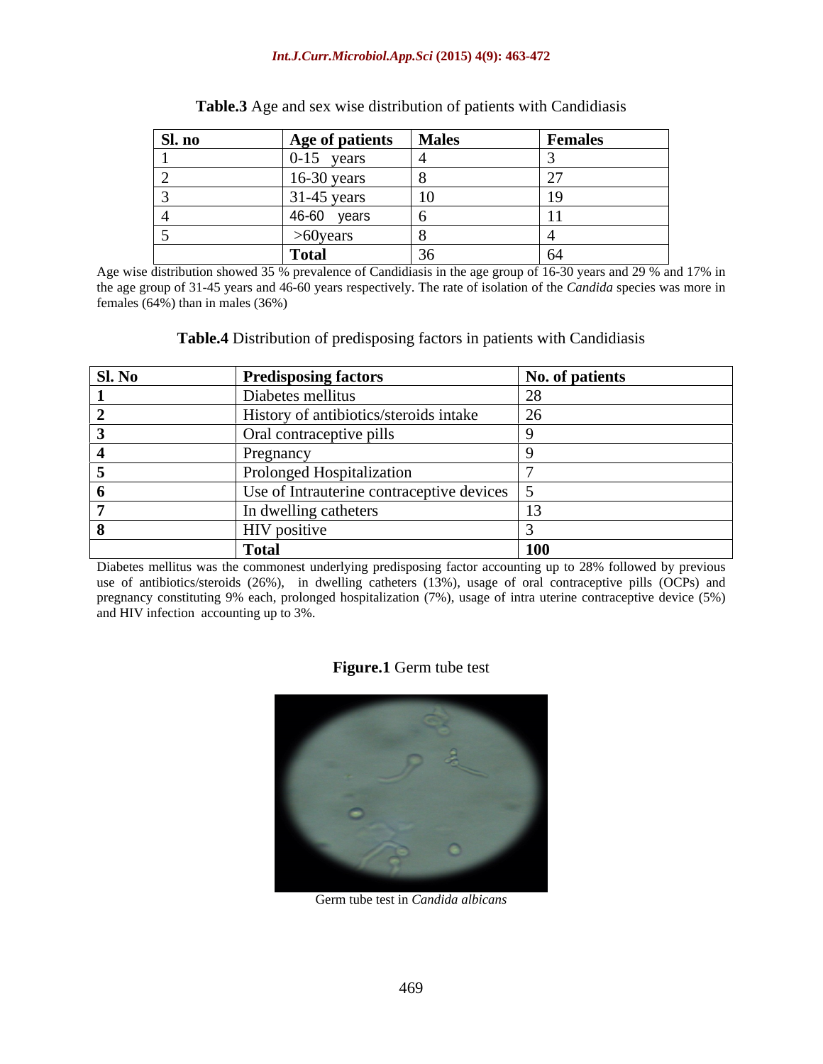**Table.3** Age and sex wise distribution of patients with Candidiasis

| Sl. no | Age of patients | Males | Females |
|---|---|---|---|
| 1 | 0-15 years | 4 | 3 |
| 2 | 16-30 years | 8 | 27 |
| 3 | 31-45 years | 10 | 19 |
| 4 | 46-60 years | 6 | 11 |
| 5 | >60years | 8 | 4 |
| | **Total** | 36 | 64 |

Age wise distribution showed 35 % prevalence of Candidiasis in the age group of 16-30 years and 29 % and 17% in the age group of 31-45 years and 46-60 years respectively. The rate of isolation of the *Candida* species was more in females (64%) than in males (36%)

**Table.4** Distribution of predisposing factors in patients with Candidiasis

| Sl. No | Predisposing factors | No. of patients |
|---|---|---|
| **1** | Diabetes mellitus | 28 |
| **2** | History of antibiotics/steroids intake | 26 |
| **3** | Oral contraceptive pills | 9 |
| **4** | Pregnancy | 9 |
| **5** | Prolonged Hospitalization | 7 |
| **6** | Use of Intrauterine contraceptive devices | 5 |
| **7** | In dwelling catheters | 13 |
| **8** | HIV positive | 3 |
| | **Total** | **100** |

Diabetes mellitus was the commonest underlying predisposing factor accounting up to 28% followed by previous use of antibiotics/steroids (26%), in dwelling catheters (13%), usage of oral contraceptive pills (OCPs) and pregnancy constituting 9% each, prolonged hospitalization (7%), usage of intra uterine contraceptive device (5%) and HIV infection accounting up to 3%.

**Figure.1** Germ tube test

Germ tube test in *Candida albicans*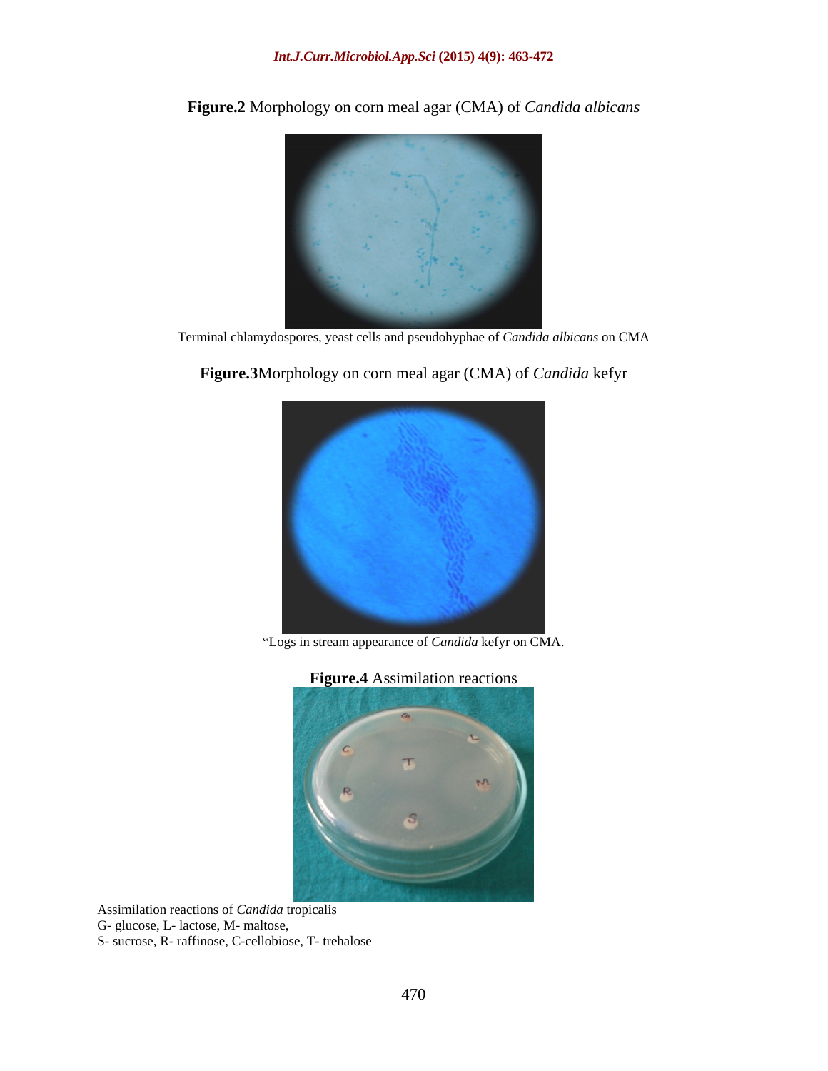**Figure.2** Morphology on corn meal agar (CMA) of *Candida albicans*

Terminal chlamydospores, yeast cells and pseudohyphae of *Candida albicans* on CMA

**Figure.3**Morphology on corn meal agar (CMA) of *Candida* kefyr

"Logs in stream appearance of *Candida* kefyr on CMA.

**Figure.4** Assimilation reactions

Assimilation reactions of *Candida* tropicalis
G- glucose, L- lactose, M- maltose,
S- sucrose, R- raffinose, C-cellobiose, T- trehalose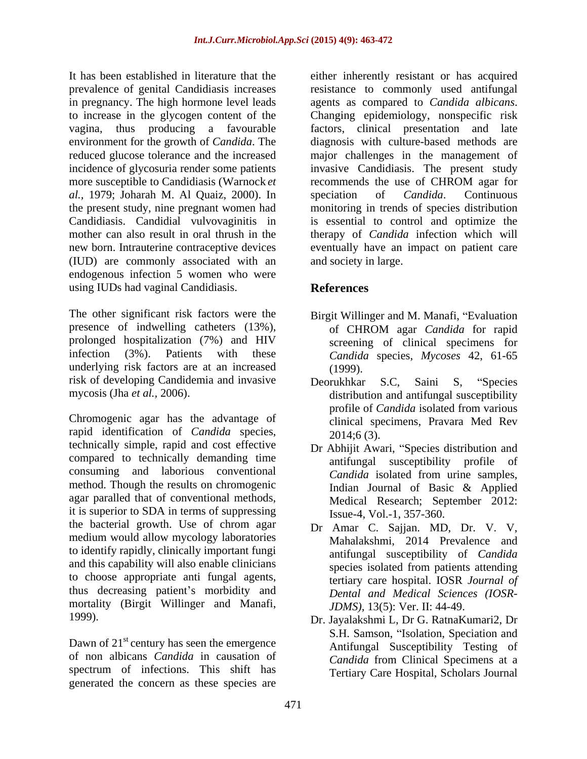It has been established in literature that the prevalence of genital Candidiasis increases in pregnancy. The high hormone level leads to increase in the glycogen content of the vagina, thus producing a favourable environment for the growth of *Candida*. The reduced glucose tolerance and the increased incidence of glycosuria render some patients more susceptible to Candidiasis (Warnock *et al.,* 1979; Joharah M. Al Quaiz, 2000). In the present study, nine pregnant women had Candidiasis. Candidial vulvovaginitis in mother can also result in oral thrush in the new born. Intrauterine contraceptive devices (IUD) are commonly associated with an endogenous infection 5 women who were using IUDs had vaginal Candidiasis.

The other significant risk factors were the presence of indwelling catheters (13%), prolonged hospitalization (7%) and HIV infection (3%). Patients with these underlying risk factors are at an increased risk of developing Candidemia and invasive mycosis (Jha *et al.,* 2006).

Chromogenic agar has the advantage of rapid identification of *Candida* species, technically simple, rapid and cost effective compared to technically demanding time consuming and laborious conventional method. Though the results on chromogenic agar paralled that of conventional methods, it is superior to SDA in terms of suppressing the bacterial growth. Use of chrom agar medium would allow mycology laboratories to identify rapidly, clinically important fungi and this capability will also enable clinicians to choose appropriate anti fungal agents, thus decreasing patient's morbidity and mortality (Birgit Willinger and Manafi, 1999).

Dawn of 21st century has seen the emergence of non albicans *Candida* in causation of spectrum of infections. This shift has generated the concern as these species are either inherently resistant or has acquired resistance to commonly used antifungal agents as compared to *Candida albicans*. Changing epidemiology, nonspecific risk factors, clinical presentation and late diagnosis with culture-based methods are major challenges in the management of invasive Candidiasis. The present study recommends the use of CHROM agar for speciation of *Candida*. Continuous monitoring in trends of species distribution is essential to control and optimize the therapy of *Candida* infection which will eventually have an impact on patient care and society in large.

## References

Birgit Willinger and M. Manafi, "Evaluation of CHROM agar *Candida* for rapid screening of clinical specimens for *Candida* species, *Mycoses* 42, 61-65 (1999).

Deorukhkar S.C, Saini S, "Species distribution and antifungal susceptibility profile of *Candida* isolated from various clinical specimens, Pravara Med Rev 2014;6 (3).

Dr Abhijit Awari, "Species distribution and antifungal susceptibility profile of *Candida* isolated from urine samples, Indian Journal of Basic & Applied Medical Research; September 2012: Issue-4, Vol.-1, 357-360.

Dr Amar C. Sajjan. MD, Dr. V. V, Mahalakshmi, 2014 Prevalence and antifungal susceptibility of *Candida* species isolated from patients attending tertiary care hospital. IOSR *Journal of Dental and Medical Sciences (IOSR-JDMS)*, 13(5): Ver. II: 44-49.

Dr. Jayalakshmi L, Dr G. RatnaKumari2, Dr S.H. Samson, "Isolation, Speciation and Antifungal Susceptibility Testing of *Candida* from Clinical Specimens at a Tertiary Care Hospital, Scholars Journal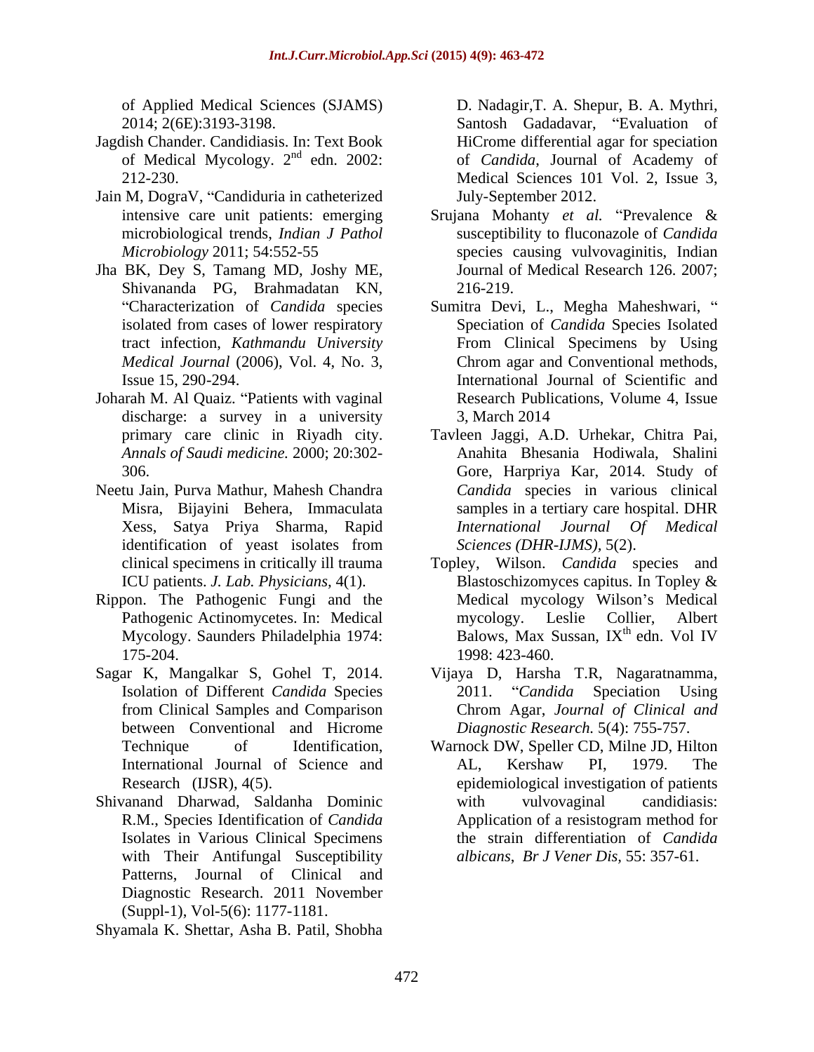of Applied Medical Sciences (SJAMS) 2014; 2(6E):3193-3198.

Jagdish Chander. Candidiasis. In: Text Book of Medical Mycology. 2nd edn. 2002: 212-230.

Jain M, DograV, "Candiduria in catheterized intensive care unit patients: emerging microbiological trends, *Indian J Pathol Microbiology* 2011; 54:552-55

Jha BK, Dey S, Tamang MD, Joshy ME, Shivananda PG, Brahmadatan KN, "Characterization of *Candida* species isolated from cases of lower respiratory tract infection, *Kathmandu University Medical Journal* (2006), Vol. 4, No. 3, Issue 15, 290-294.

Joharah M. Al Quaiz. "Patients with vaginal discharge: a survey in a university primary care clinic in Riyadh city. *Annals of Saudi medicine.* 2000; 20:302-306.

Neetu Jain, Purva Mathur, Mahesh Chandra Misra, Bijayini Behera, Immaculata Xess, Satya Priya Sharma, Rapid identification of yeast isolates from clinical specimens in critically ill trauma ICU patients. *J. Lab. Physicians,* 4(1).

Rippon. The Pathogenic Fungi and the Pathogenic Actinomycetes. In: Medical Mycology. Saunders Philadelphia 1974: 175-204.

Sagar K, Mangalkar S, Gohel T, 2014. Isolation of Different *Candida* Species from Clinical Samples and Comparison between Conventional and Hicrome Technique of Identification, International Journal of Science and Research (IJSR), 4(5).

Shivanand Dharwad, Saldanha Dominic R.M., Species Identification of *Candida* Isolates in Various Clinical Specimens with Their Antifungal Susceptibility Patterns, Journal of Clinical and Diagnostic Research. 2011 November (Suppl-1), Vol-5(6): 1177-1181.

Shyamala K. Shettar, Asha B. Patil, Shobha D. Nadagir,T. A. Shepur, B. A. Mythri, Santosh Gadadavar, "Evaluation of HiCrome differential agar for speciation of *Candida*, Journal of Academy of Medical Sciences 101 Vol. 2, Issue 3, July-September 2012.

Srujana Mohanty *et al.* "Prevalence & susceptibility to fluconazole of *Candida* species causing vulvovaginitis, Indian Journal of Medical Research 126. 2007; 216-219.

Sumitra Devi, L., Megha Maheshwari, " Speciation of *Candida* Species Isolated From Clinical Specimens by Using Chrom agar and Conventional methods, International Journal of Scientific and Research Publications, Volume 4, Issue 3, March 2014

Tavleen Jaggi, A.D. Urhekar, Chitra Pai, Anahita Bhesania Hodiwala, Shalini Gore, Harpriya Kar, 2014. Study of *Candida* species in various clinical samples in a tertiary care hospital. DHR *International Journal Of Medical Sciences (DHR-IJMS),* 5(2).

Topley, Wilson. *Candida* species and Blastoschizomyces capitus. In Topley & Medical mycology Wilson's Medical mycology. Leslie Collier, Albert Balows, Max Sussan, IXth edn. Vol IV 1998: 423-460.

Vijaya D, Harsha T.R, Nagaratnamma, 2011. "*Candida* Speciation Using Chrom Agar, *Journal of Clinical and Diagnostic Research.* 5(4): 755-757.

Warnock DW, Speller CD, Milne JD, Hilton AL, Kershaw PI, 1979. The epidemiological investigation of patients with vulvovaginal candidiasis: Application of a resistogram method for the strain differentiation of *Candida albicans*, *Br J Vener Dis,* 55: 357-61.